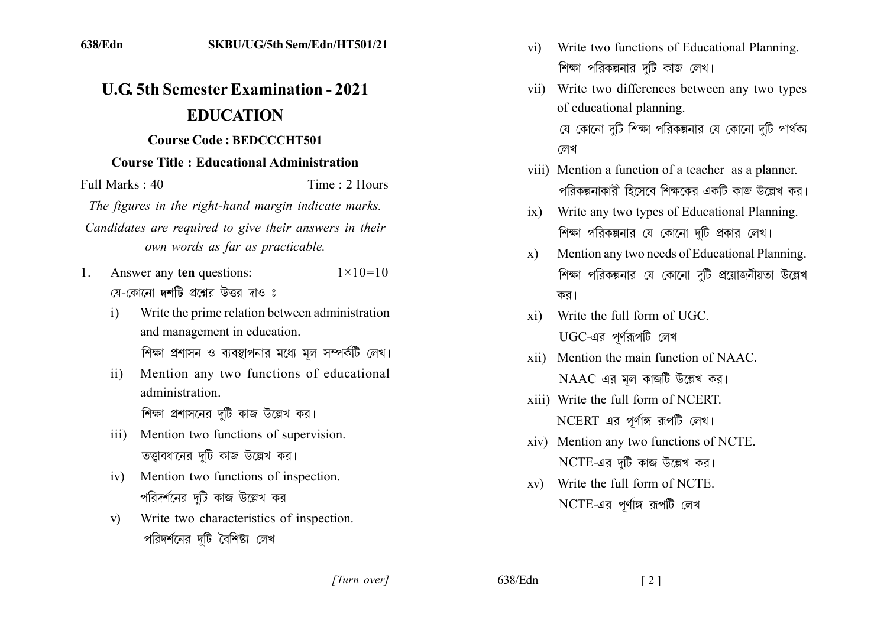638/Edn SKBU/UG/5th Sem/Edn/HT501/21

# U.G. 5th Semester Examination - 2021

## EDUCATION

### Course Code : BEDCCCHT501

### Course Title : Educational Administration

Full Marks : 40 Time : 2 Hours

*The figures in the right-hand margin indicate marks.*

*Candidates are required to give their answers in their own words as far as practicable.*

1. Answer any **ten** questions: $1\times10=10$

   যে-কোনো **দশটি** প্রশ্নের উত্তর দাও ঃ

   i) Write the prime relation between administration and management in education.

   শিক্ষা প্রশাসন ও ব্যবস্থাপনার মধ্যে মূল সম্পর্কটি লেখ।

   ii) Mention any two functions of educational administration.

   শিক্ষা প্রশাসনের দুটি কাজ উল্লেখ কর।

   iii) Mention two functions of supervision.

   তত্ত্বাবধানের দুটি কাজ উল্লেখ কর।

   iv) Mention two functions of inspection.

   পরিদর্শনের দুটি কাজ উল্লেখ কর।

   v) Write two characteristics of inspection.

   পরিদর্শনের দুটি বৈশিষ্ট্য লেখ।

   vi) Write two functions of Educational Planning.

   শিক্ষা পরিকল্পনার দুটি কাজ লেখ।

   vii) Write two differences between any two types of educational planning.

   যে কোনো দুটি শিক্ষা পরিকল্পনার যে কোনো দুটি পার্থক্য লেখ।

   viii) Mention a function of a teacher as a planner.

   পরিকল্পনাকারী হিসেবে শিক্ষকের একটি কাজ উল্লেখ কর।

   ix) Write any two types of Educational Planning.

   শিক্ষা পরিকল্পনার যে কোনো দুটি প্রকার লেখ।

   x) Mention any two needs of Educational Planning.

   শিক্ষা পরিকল্পনার যে কোনো দুটি প্রয়োজনীয়তা উল্লেখ কর।

   xi) Write the full form of UGC.

   UGC-এর পূর্ণরূপটি লেখ।

   xii) Mention the main function of NAAC.

   NAAC এর মূল কাজটি উল্লেখ কর।

   xiii) Write the full form of NCERT.

   NCERT এর পূর্ণাঙ্গ রূপটি লেখ।

   xiv) Mention any two functions of NCTE.

   NCTE-এর দুটি কাজ উল্লেখ কর।

   xv) Write the full form of NCTE.

   NCTE-এর পূর্ণাঙ্গ রূপটি লেখ।

*[Turn over]*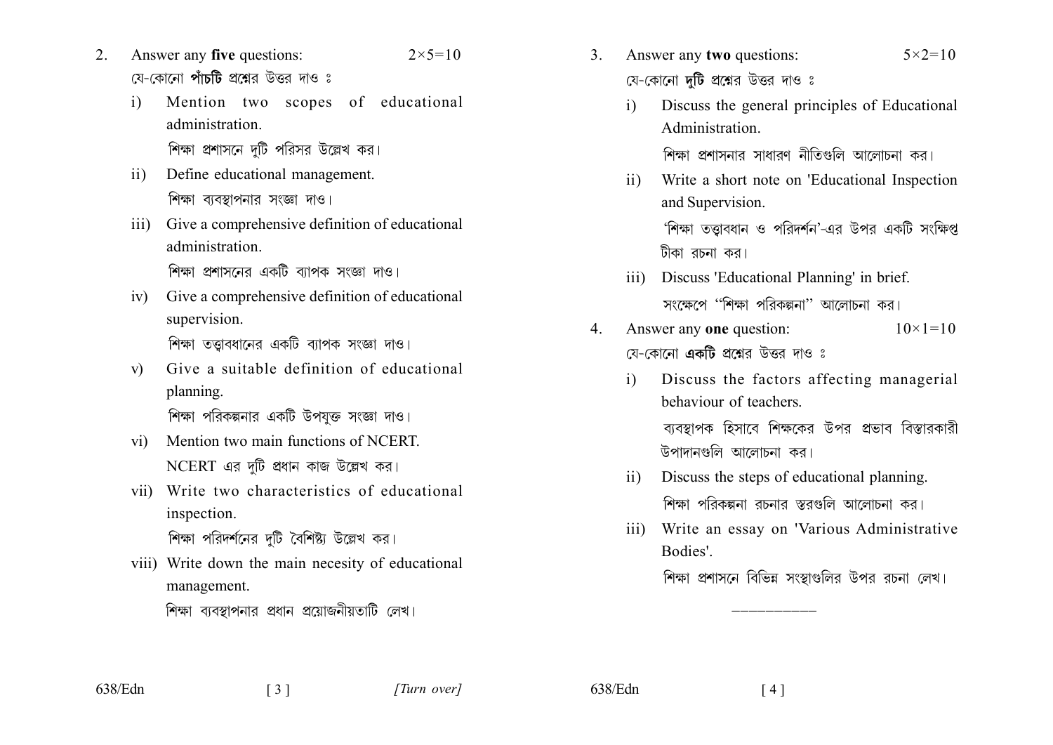2. Answer any **five** questions: $2\times5=10$

যে-কোনো **পাঁচটি** প্রশ্নের উত্তর দাও ঃ

i) Mention two scopes of educational administration.

শিক্ষা প্রশাসনে দুটি পরিসর উল্লেখ কর।

ii) Define educational management.

শিক্ষা ব্যবস্থাপনার সংজ্ঞা দাও।

iii) Give a comprehensive definition of educational administration.

শিক্ষা প্রশাসনের একটি ব্যাপক সংজ্ঞা দাও।

iv) Give a comprehensive definition of educational supervision.

শিক্ষা তত্ত্বাবধানের একটি ব্যাপক সংজ্ঞা দাও।

v) Give a suitable definition of educational planning.

শিক্ষা পরিকল্পনার একটি উপযুক্ত সংজ্ঞা দাও।

vi) Mention two main functions of NCERT.

NCERT এর দুটি প্রধান কাজ উল্লেখ কর।

vii) Write two characteristics of educational inspection.

শিক্ষা পরিদর্শনের দুটি বৈশিষ্ট্য উল্লেখ কর।

viii) Write down the main necesity of educational management.

শিক্ষা ব্যবস্থাপনার প্রধান প্রয়োজনীয়তাটি লেখ।

3. Answer any **two** questions: $5\times2=10$

যে-কোনো **দুটি** প্রশ্নের উত্তর দাও ঃ

i) Discuss the general principles of Educational Administration.

শিক্ষা প্রশাসনার সাধারণ নীতিগুলি আলোচনা কর।

ii) Write a short note on 'Educational Inspection and Supervision.

'শিক্ষা তত্ত্বাবধান ও পরিদর্শন'-এর উপর একটি সংক্ষিপ্ত টীকা রচনা কর।

iii) Discuss 'Educational Planning' in brief.

সংক্ষেপে "শিক্ষা পরিকল্পনা" আলোচনা কর।

4. Answer any **one** question: $10\times1=10$

যে-কোনো **একটি** প্রশ্নের উত্তর দাও ঃ

i) Discuss the factors affecting managerial behaviour of teachers.

ব্যবস্থাপক হিসাবে শিক্ষকের উপর প্রভাব বিস্তারকারী উপাদানগুলি আলোচনা কর।

ii) Discuss the steps of educational planning.

শিক্ষা পরিকল্পনা রচনার স্তরগুলি আলোচনা কর।

iii) Write an essay on 'Various Administrative Bodies'.

শিক্ষা প্রশাসনে বিভিন্ন সংস্থাগুলির উপর রচনা লেখ।

———————